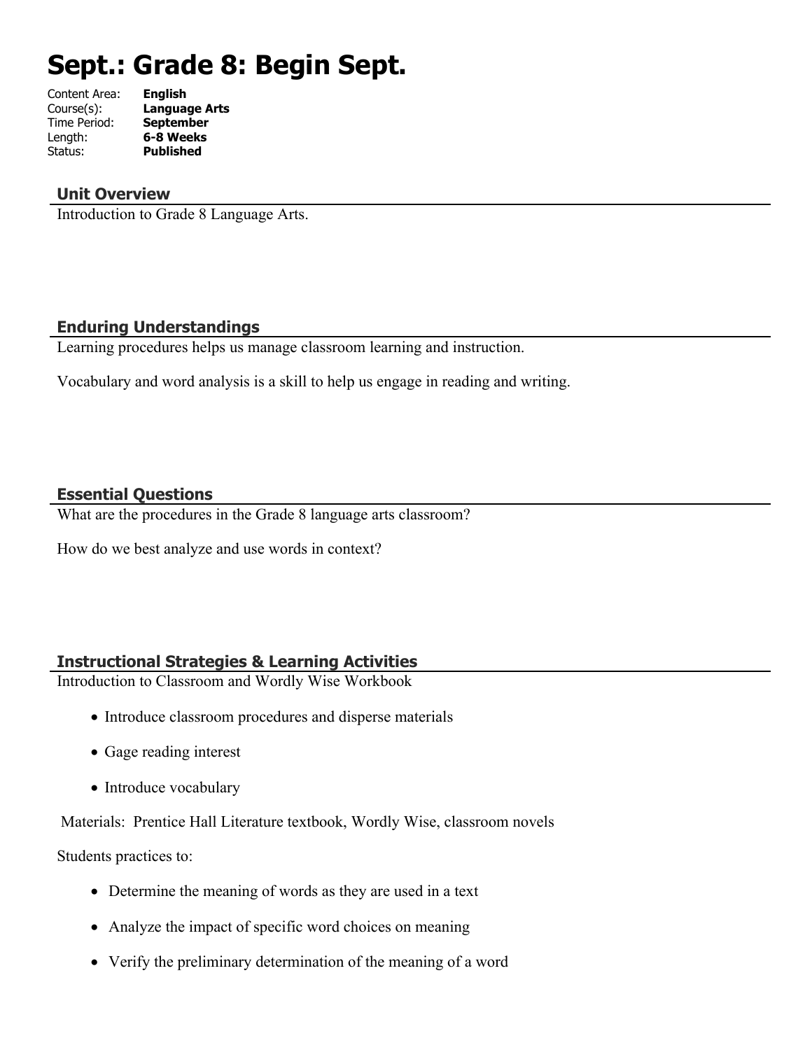# Sept.: Grade 8: Begin Sept.

Content Area: **English**
Course(s): **Language Arts**
Time Period: **September**
Length: **6-8 Weeks**
Status: **Published**

## Unit Overview

Introduction to Grade 8 Language Arts.

## Enduring Understandings

Learning procedures helps us manage classroom learning and instruction.

Vocabulary and word analysis is a skill to help us engage in reading and writing.

## Essential Questions

What are the procedures in the Grade 8 language arts classroom?

How do we best analyze and use words in context?

## Instructional Strategies & Learning Activities

Introduction to Classroom and Wordly Wise Workbook

- Introduce classroom procedures and disperse materials
- Gage reading interest
- Introduce vocabulary

Materials: Prentice Hall Literature textbook, Wordly Wise, classroom novels

Students practices to:

- Determine the meaning of words as they are used in a text
- Analyze the impact of specific word choices on meaning
- Verify the preliminary determination of the meaning of a word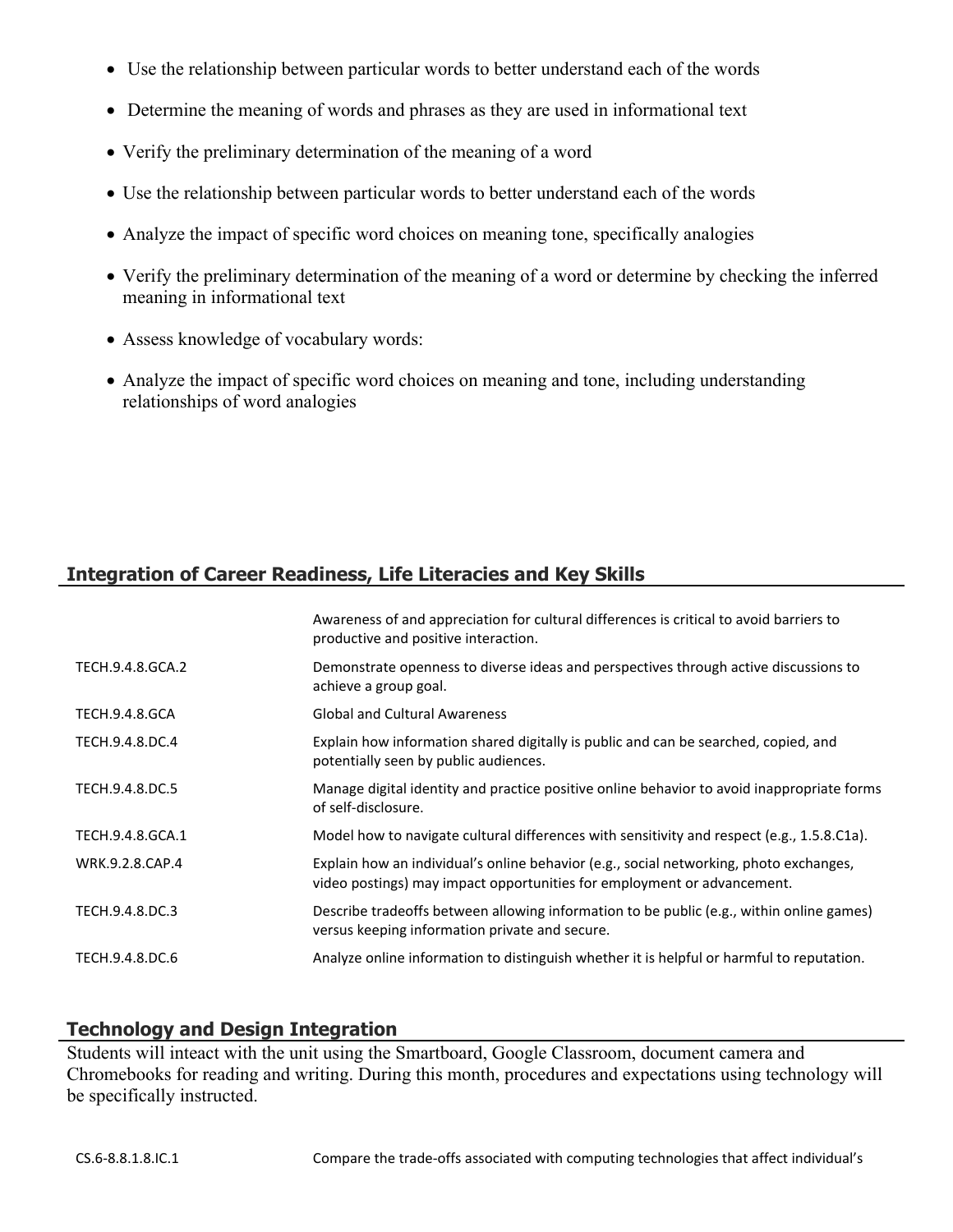- Use the relationship between particular words to better understand each of the words
- Determine the meaning of words and phrases as they are used in informational text
- Verify the preliminary determination of the meaning of a word
- Use the relationship between particular words to better understand each of the words
- Analyze the impact of specific word choices on meaning tone, specifically analogies
- Verify the preliminary determination of the meaning of a word or determine by checking the inferred meaning in informational text
- Assess knowledge of vocabulary words:
- Analyze the impact of specific word choices on meaning and tone, including understanding relationships of word analogies

## Integration of Career Readiness, Life Literacies and Key Skills

| | |
|---|---|
| | Awareness of and appreciation for cultural differences is critical to avoid barriers to productive and positive interaction. |
| TECH.9.4.8.GCA.2 | Demonstrate openness to diverse ideas and perspectives through active discussions to achieve a group goal. |
| TECH.9.4.8.GCA | Global and Cultural Awareness |
| TECH.9.4.8.DC.4 | Explain how information shared digitally is public and can be searched, copied, and potentially seen by public audiences. |
| TECH.9.4.8.DC.5 | Manage digital identity and practice positive online behavior to avoid inappropriate forms of self-disclosure. |
| TECH.9.4.8.GCA.1 | Model how to navigate cultural differences with sensitivity and respect (e.g., 1.5.8.C1a). |
| WRK.9.2.8.CAP.4 | Explain how an individual's online behavior (e.g., social networking, photo exchanges, video postings) may impact opportunities for employment or advancement. |
| TECH.9.4.8.DC.3 | Describe tradeoffs between allowing information to be public (e.g., within online games) versus keeping information private and secure. |
| TECH.9.4.8.DC.6 | Analyze online information to distinguish whether it is helpful or harmful to reputation. |

## Technology and Design Integration

Students will inteact with the unit using the Smartboard, Google Classroom, document camera and Chromebooks for reading and writing. During this month, procedures and expectations using technology will be specifically instructed.

| | |
|---|---|
| CS.6-8.8.1.8.IC.1 | Compare the trade-offs associated with computing technologies that affect individual's |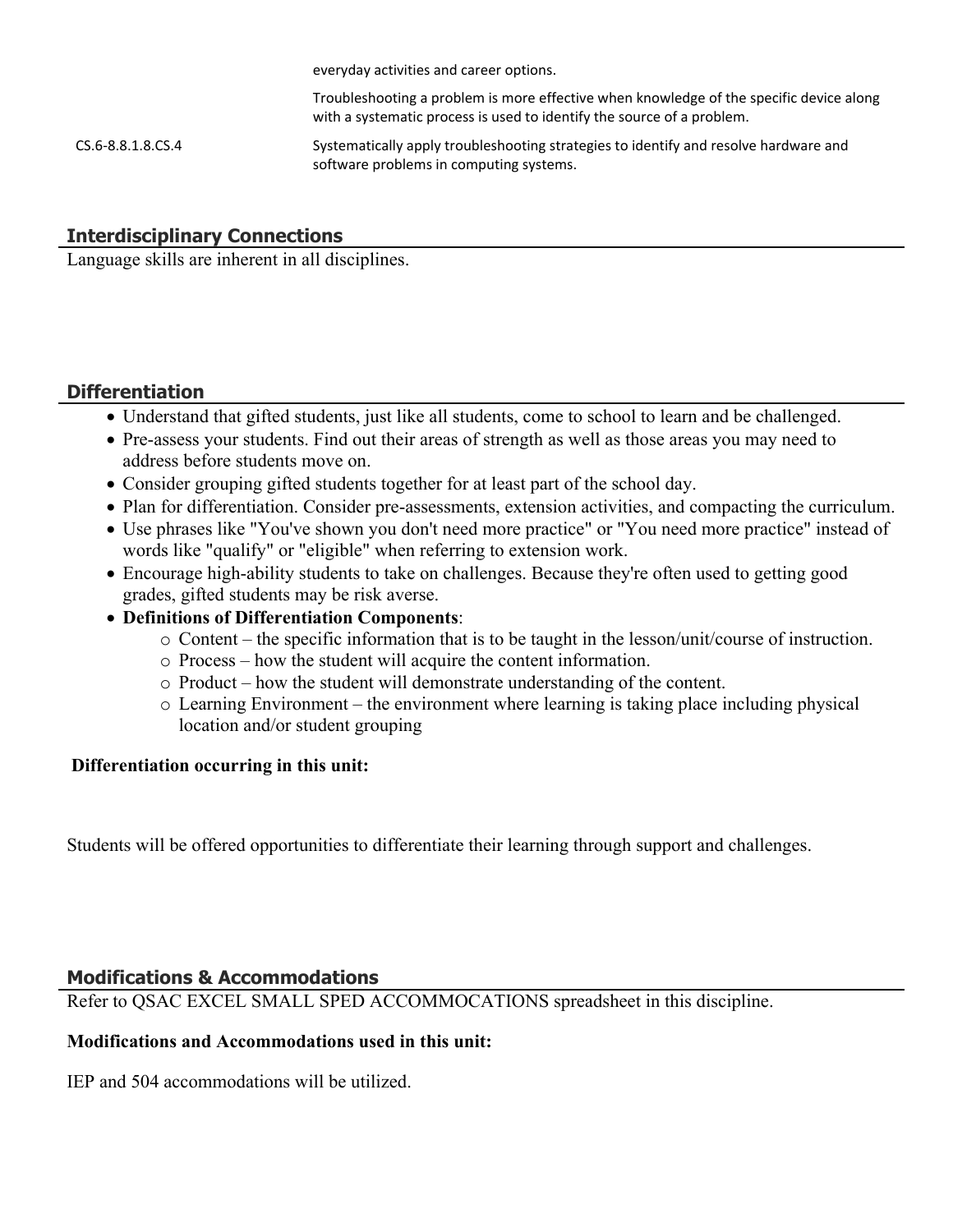| | |
|---|---|
| | everyday activities and career options. |
| | Troubleshooting a problem is more effective when knowledge of the specific device along with a systematic process is used to identify the source of a problem. |
| CS.6-8.8.1.8.CS.4 | Systematically apply troubleshooting strategies to identify and resolve hardware and software problems in computing systems. |

## Interdisciplinary Connections

Language skills are inherent in all disciplines.

## Differentiation

- Understand that gifted students, just like all students, come to school to learn and be challenged.
- Pre-assess your students. Find out their areas of strength as well as those areas you may need to address before students move on.
- Consider grouping gifted students together for at least part of the school day.
- Plan for differentiation. Consider pre-assessments, extension activities, and compacting the curriculum.
- Use phrases like "You've shown you don't need more practice" or "You need more practice" instead of words like "qualify" or "eligible" when referring to extension work.
- Encourage high-ability students to take on challenges. Because they're often used to getting good grades, gifted students may be risk averse.
- **Definitions of Differentiation Components**:
    - Content – the specific information that is to be taught in the lesson/unit/course of instruction.
    - Process – how the student will acquire the content information.
    - Product – how the student will demonstrate understanding of the content.
    - Learning Environment – the environment where learning is taking place including physical location and/or student grouping

**Differentiation occurring in this unit:**

Students will be offered opportunities to differentiate their learning through support and challenges.

## Modifications & Accommodations

Refer to QSAC EXCEL SMALL SPED ACCOMMOCATIONS spreadsheet in this discipline.

**Modifications and Accommodations used in this unit:**

IEP and 504 accommodations will be utilized.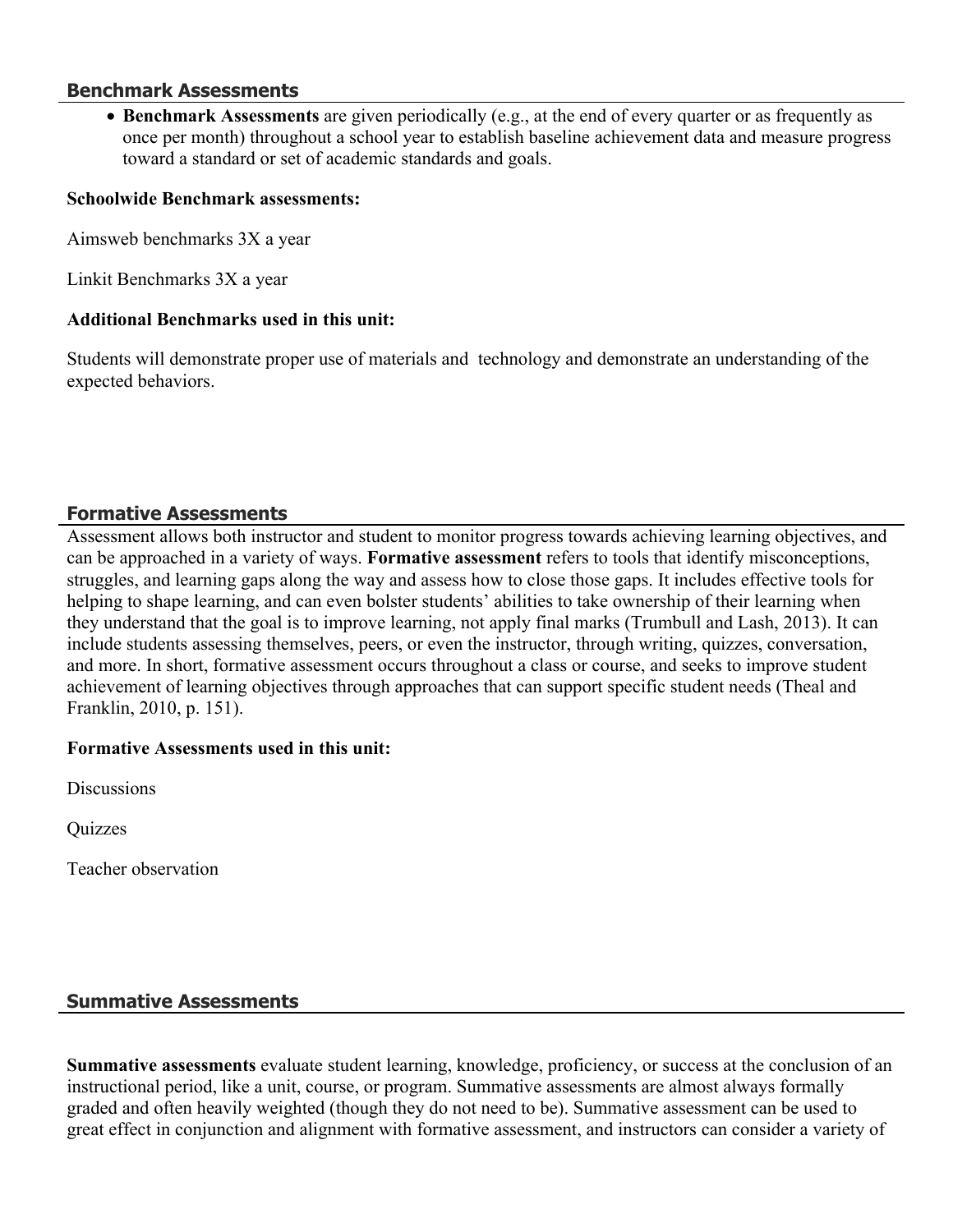## Benchmark Assessments

- **Benchmark Assessments** are given periodically (e.g., at the end of every quarter or as frequently as once per month) throughout a school year to establish baseline achievement data and measure progress toward a standard or set of academic standards and goals.

**Schoolwide Benchmark assessments:**

Aimsweb benchmarks 3X a year

Linkit Benchmarks 3X a year

**Additional Benchmarks used in this unit:**

Students will demonstrate proper use of materials and technology and demonstrate an understanding of the expected behaviors.

## Formative Assessments

Assessment allows both instructor and student to monitor progress towards achieving learning objectives, and can be approached in a variety of ways. **Formative assessment** refers to tools that identify misconceptions, struggles, and learning gaps along the way and assess how to close those gaps. It includes effective tools for helping to shape learning, and can even bolster students' abilities to take ownership of their learning when they understand that the goal is to improve learning, not apply final marks (Trumbull and Lash, 2013). It can include students assessing themselves, peers, or even the instructor, through writing, quizzes, conversation, and more. In short, formative assessment occurs throughout a class or course, and seeks to improve student achievement of learning objectives through approaches that can support specific student needs (Theal and Franklin, 2010, p. 151).

**Formative Assessments used in this unit:**

Discussions

Quizzes

Teacher observation

## Summative Assessments

**Summative assessments** evaluate student learning, knowledge, proficiency, or success at the conclusion of an instructional period, like a unit, course, or program. Summative assessments are almost always formally graded and often heavily weighted (though they do not need to be). Summative assessment can be used to great effect in conjunction and alignment with formative assessment, and instructors can consider a variety of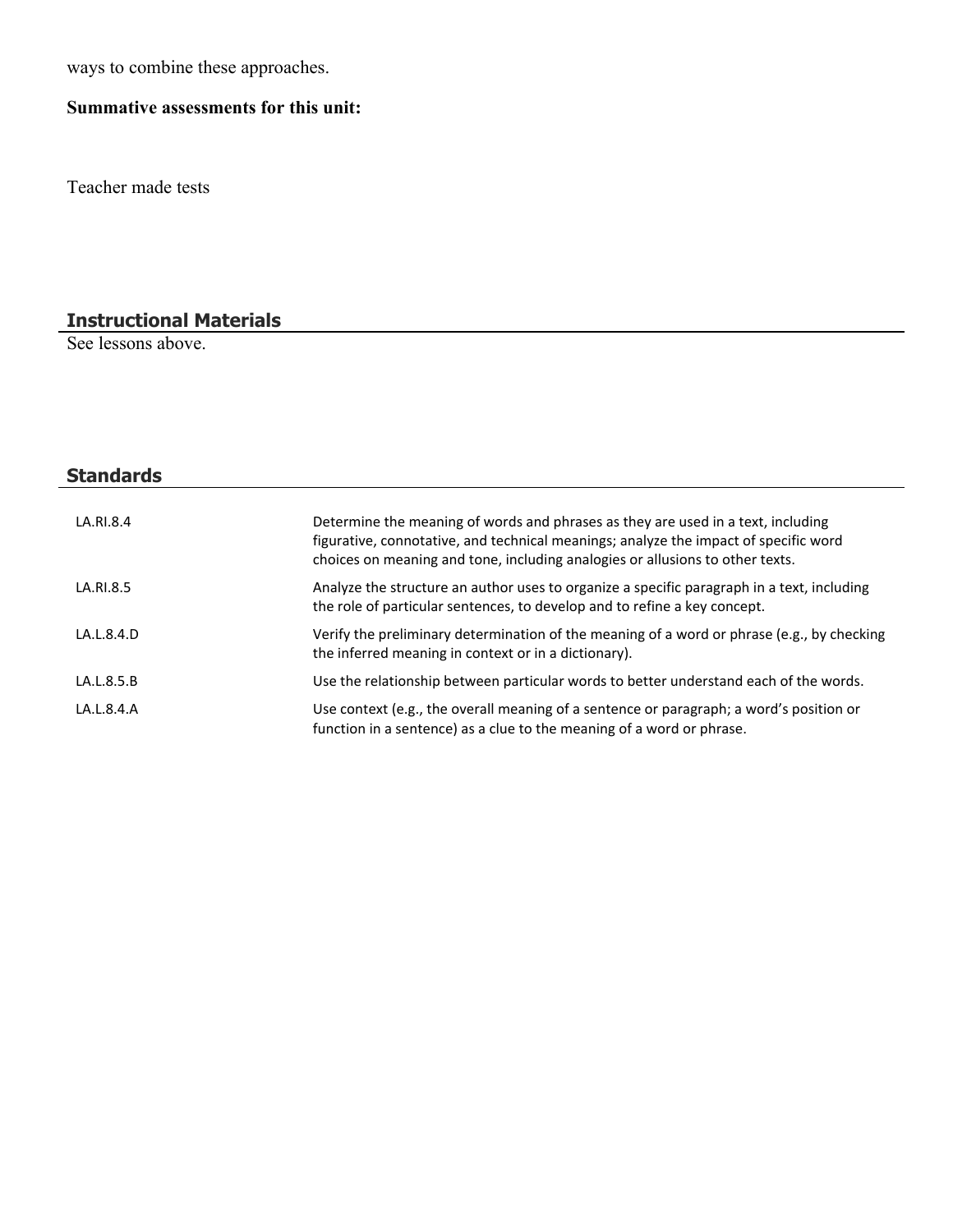ways to combine these approaches.

**Summative assessments for this unit:**

Teacher made tests

## Instructional Materials

See lessons above.

## Standards

| | |
|---|---|
| LA.RI.8.4 | Determine the meaning of words and phrases as they are used in a text, including figurative, connotative, and technical meanings; analyze the impact of specific word choices on meaning and tone, including analogies or allusions to other texts. |
| LA.RI.8.5 | Analyze the structure an author uses to organize a specific paragraph in a text, including the role of particular sentences, to develop and to refine a key concept. |
| LA.L.8.4.D | Verify the preliminary determination of the meaning of a word or phrase (e.g., by checking the inferred meaning in context or in a dictionary). |
| LA.L.8.5.B | Use the relationship between particular words to better understand each of the words. |
| LA.L.8.4.A | Use context (e.g., the overall meaning of a sentence or paragraph; a word's position or function in a sentence) as a clue to the meaning of a word or phrase. |